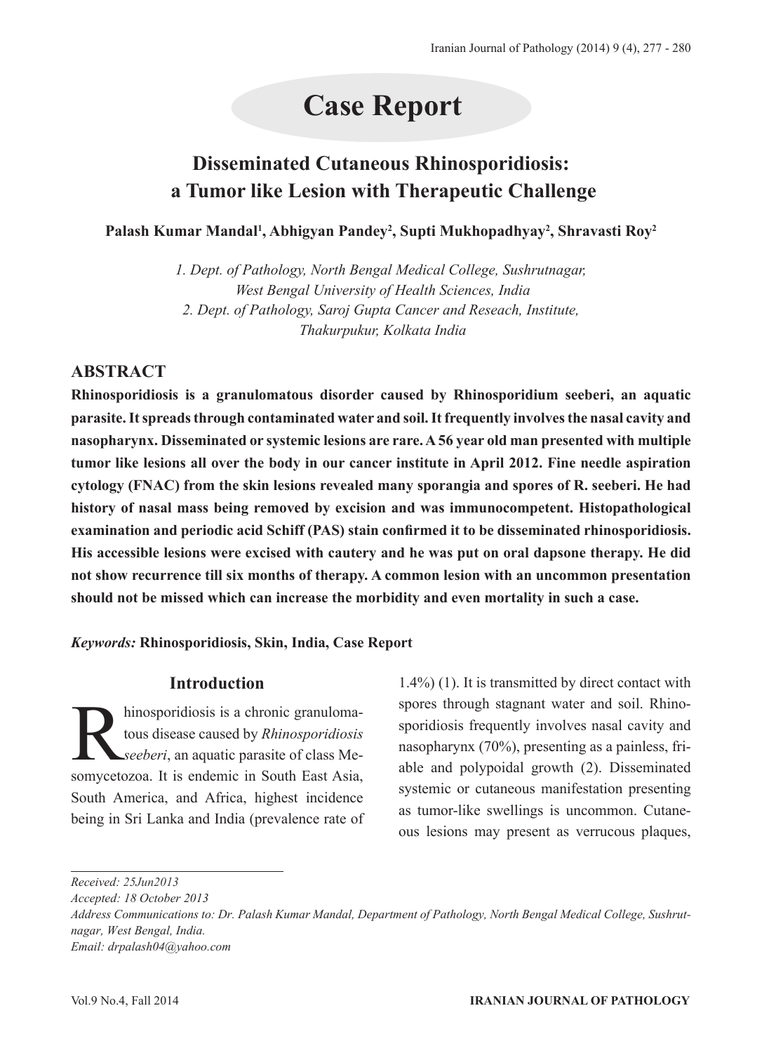# Case Report

## Disseminated Cutaneous Rhinosporidiosis: a Tumor like Lesion with Therapeutic Challenge

**Palash Kumar Mandal[1], Abhigyan Pandey[2], Supti Mukhopadhyay[2], Shravasti Roy[2]**

*1. Dept. of Pathology, North Bengal Medical College, Sushrutnagar, West Bengal University of Health Sciences, India*
*2. Dept. of Pathology, Saroj Gupta Cancer and Reseach, Institute, Thakurpukur, Kolkata India*

## ABSTRACT

**Rhinosporidiosis is a granulomatous disorder caused by Rhinosporidium seeberi, an aquatic parasite. It spreads through contaminated water and soil. It frequently involves the nasal cavity and nasopharynx. Disseminated or systemic lesions are rare. A 56 year old man presented with multiple tumor like lesions all over the body in our cancer institute in April 2012. Fine needle aspiration cytology (FNAC) from the skin lesions revealed many sporangia and spores of R. seeberi. He had history of nasal mass being removed by excision and was immunocompetent. Histopathological examination and periodic acid Schiff (PAS) stain confirmed it to be disseminated rhinosporidiosis. His accessible lesions were excised with cautery and he was put on oral dapsone therapy. He did not show recurrence till six months of therapy. A common lesion with an uncommon presentation should not be missed which can increase the morbidity and even mortality in such a case.**

***Keywords:*** **Rhinosporidiosis, Skin, India, Case Report**

## Introduction

Rhinosporidiosis is a chronic granulomatous disease caused by *Rhinosporidiosis seeberi*, an aquatic parasite of class Mesomycetozoa. It is endemic in South East Asia, South America, and Africa, highest incidence being in Sri Lanka and India (prevalence rate of 1.4%) (1). It is transmitted by direct contact with spores through stagnant water and soil. Rhinosporidiosis frequently involves nasal cavity and nasopharynx (70%), presenting as a painless, friable and polypoidal growth (2). Disseminated systemic or cutaneous manifestation presenting as tumor-like swellings is uncommon. Cutaneous lesions may present as verrucous plaques,

*Received: 25Jun2013*
*Accepted: 18 October 2013*
*Address Communications to: Dr. Palash Kumar Mandal, Department of Pathology, North Bengal Medical College, Sushrutnagar, West Bengal, India.*
*Email: drpalash04@yahoo.com*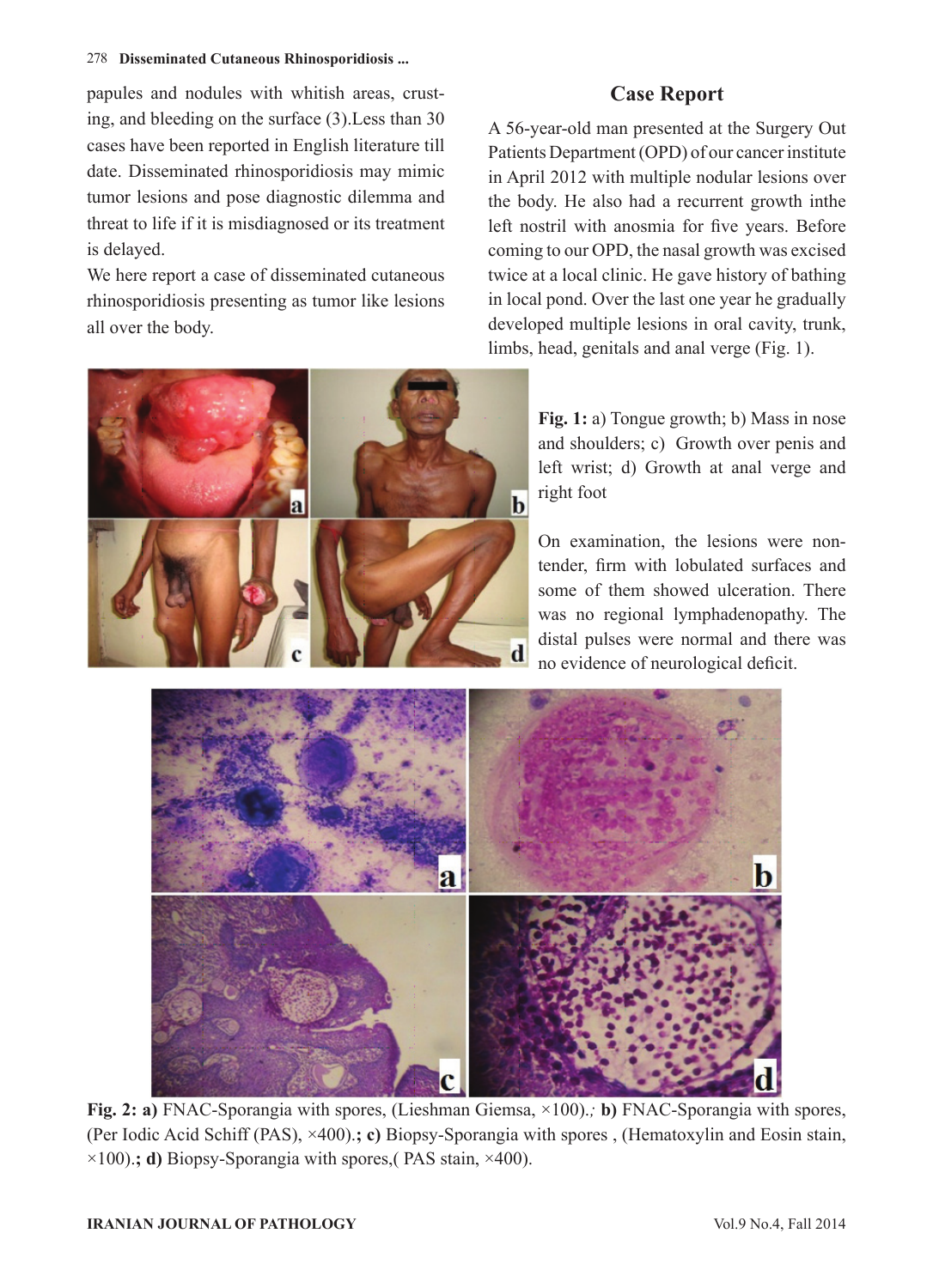papules and nodules with whitish areas, crusting, and bleeding on the surface (3).Less than 30 cases have been reported in English literature till date. Disseminated rhinosporidiosis may mimic tumor lesions and pose diagnostic dilemma and threat to life if it is misdiagnosed or its treatment is delayed.

We here report a case of disseminated cutaneous rhinosporidiosis presenting as tumor like lesions all over the body.

## Case Report

A 56-year-old man presented at the Surgery Out Patients Department (OPD) of our cancer institute in April 2012 with multiple nodular lesions over the body. He also had a recurrent growth inthe left nostril with anosmia for five years. Before coming to our OPD, the nasal growth was excised twice at a local clinic. He gave history of bathing in local pond. Over the last one year he gradually developed multiple lesions in oral cavity, trunk, limbs, head, genitals and anal verge (Fig. 1).

**Fig. 1:** a) Tongue growth; b) Mass in nose and shoulders; c) Growth over penis and left wrist; d) Growth at anal verge and right foot

On examination, the lesions were non-tender, firm with lobulated surfaces and some of them showed ulceration. There was no regional lymphadenopathy. The distal pulses were normal and there was no evidence of neurological deficit.

**Fig. 2: a)** FNAC-Sporangia with spores, (Lieshman Giemsa, ×100).; **b)** FNAC-Sporangia with spores, (Per Iodic Acid Schiff (PAS), ×400).**; c)** Biopsy-Sporangia with spores , (Hematoxylin and Eosin stain, ×100).**; d)** Biopsy-Sporangia with spores,( PAS stain, ×400).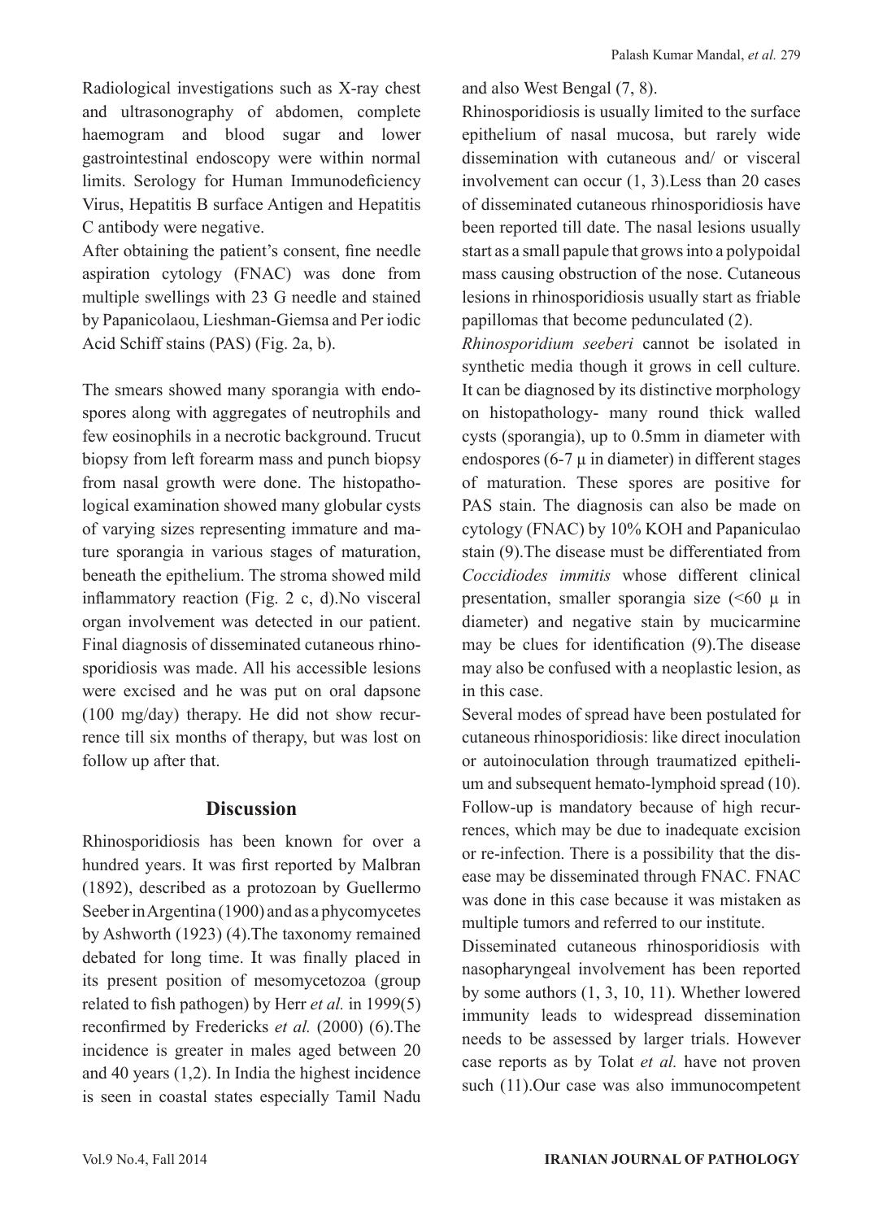Radiological investigations such as X-ray chest and ultrasonography of abdomen, complete haemogram and blood sugar and lower gastrointestinal endoscopy were within normal limits. Serology for Human Immunodeficiency Virus, Hepatitis B surface Antigen and Hepatitis C antibody were negative.

After obtaining the patient's consent, fine needle aspiration cytology (FNAC) was done from multiple swellings with 23 G needle and stained by Papanicolaou, Lieshman-Giemsa and Per iodic Acid Schiff stains (PAS) (Fig. 2a, b).

The smears showed many sporangia with endospores along with aggregates of neutrophils and few eosinophils in a necrotic background. Trucut biopsy from left forearm mass and punch biopsy from nasal growth were done. The histopathological examination showed many globular cysts of varying sizes representing immature and mature sporangia in various stages of maturation, beneath the epithelium. The stroma showed mild inflammatory reaction (Fig. 2 c, d).No visceral organ involvement was detected in our patient. Final diagnosis of disseminated cutaneous rhinosporidiosis was made. All his accessible lesions were excised and he was put on oral dapsone (100 mg/day) therapy. He did not show recurrence till six months of therapy, but was lost on follow up after that.

## Discussion

Rhinosporidiosis has been known for over a hundred years. It was first reported by Malbran (1892), described as a protozoan by Guellermo Seeber in Argentina (1900) and as a phycomycetes by Ashworth (1923) (4).The taxonomy remained debated for long time. It was finally placed in its present position of mesomycetozoa (group related to fish pathogen) by Herr *et al.* in 1999(5) reconfirmed by Fredericks *et al.* (2000) (6).The incidence is greater in males aged between 20 and 40 years (1,2). In India the highest incidence is seen in coastal states especially Tamil Nadu and also West Bengal (7, 8).

Rhinosporidiosis is usually limited to the surface epithelium of nasal mucosa, but rarely wide dissemination with cutaneous and/ or visceral involvement can occur (1, 3).Less than 20 cases of disseminated cutaneous rhinosporidiosis have been reported till date. The nasal lesions usually start as a small papule that grows into a polypoidal mass causing obstruction of the nose. Cutaneous lesions in rhinosporidiosis usually start as friable papillomas that become pedunculated (2).

*Rhinosporidium seeberi* cannot be isolated in synthetic media though it grows in cell culture. It can be diagnosed by its distinctive morphology on histopathology- many round thick walled cysts (sporangia), up to 0.5mm in diameter with endospores (6-7 μ in diameter) in different stages of maturation. These spores are positive for PAS stain. The diagnosis can also be made on cytology (FNAC) by 10% KOH and Papaniculao stain (9).The disease must be differentiated from *Coccidiodes immitis* whose different clinical presentation, smaller sporangia size (<60 μ in diameter) and negative stain by mucicarmine may be clues for identification (9).The disease may also be confused with a neoplastic lesion, as in this case.

Several modes of spread have been postulated for cutaneous rhinosporidiosis: like direct inoculation or autoinoculation through traumatized epithelium and subsequent hemato-lymphoid spread (10). Follow-up is mandatory because of high recurrences, which may be due to inadequate excision or re-infection. There is a possibility that the disease may be disseminated through FNAC. FNAC was done in this case because it was mistaken as multiple tumors and referred to our institute.

Disseminated cutaneous rhinosporidiosis with nasopharyngeal involvement has been reported by some authors (1, 3, 10, 11). Whether lowered immunity leads to widespread dissemination needs to be assessed by larger trials. However case reports as by Tolat *et al.* have not proven such (11).Our case was also immunocompetent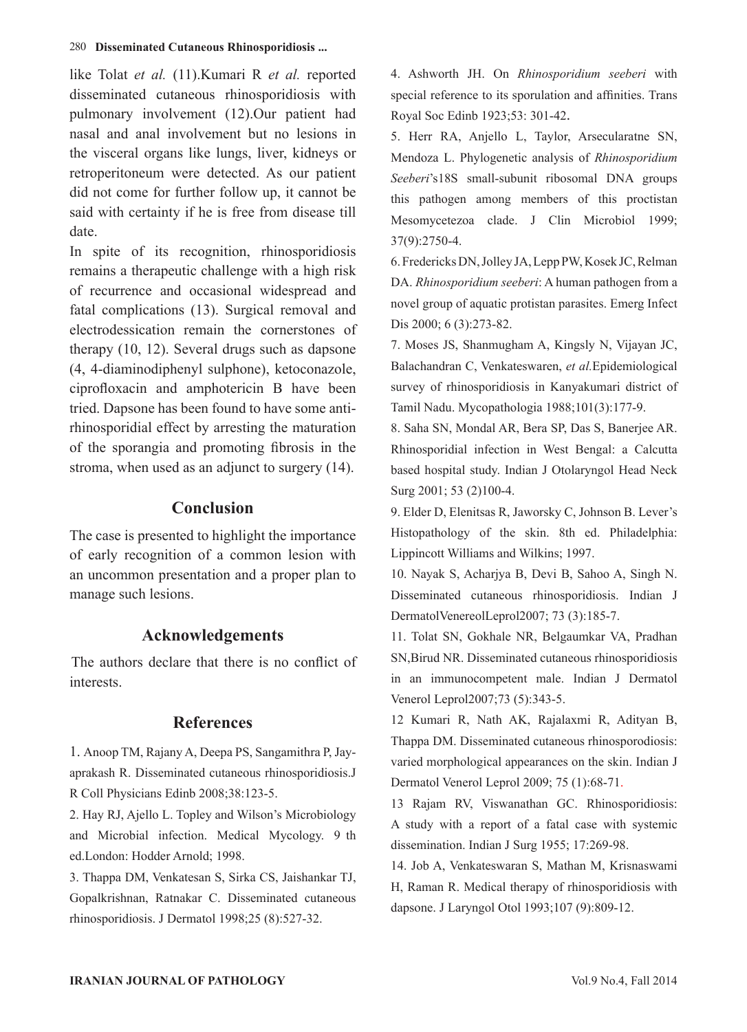like Tolat *et al.* (11).Kumari R *et al.* reported disseminated cutaneous rhinosporidiosis with pulmonary involvement (12).Our patient had nasal and anal involvement but no lesions in the visceral organs like lungs, liver, kidneys or retroperitoneum were detected. As our patient did not come for further follow up, it cannot be said with certainty if he is free from disease till date.

In spite of its recognition, rhinosporidiosis remains a therapeutic challenge with a high risk of recurrence and occasional widespread and fatal complications (13). Surgical removal and electrodessication remain the cornerstones of therapy (10, 12). Several drugs such as dapsone (4, 4-diaminodiphenyl sulphone), ketoconazole, ciprofloxacin and amphotericin B have been tried. Dapsone has been found to have some anti-rhinosporidial effect by arresting the maturation of the sporangia and promoting fibrosis in the stroma, when used as an adjunct to surgery (14).

## Conclusion

The case is presented to highlight the importance of early recognition of a common lesion with an uncommon presentation and a proper plan to manage such lesions.

## Acknowledgements

The authors declare that there is no conflict of interests.

## References

1. Anoop TM, Rajany A, Deepa PS, Sangamithra P, Jayaprakash R. Disseminated cutaneous rhinosporidiosis.J R Coll Physicians Edinb 2008;38:123-5.

2. Hay RJ, Ajello L. Topley and Wilson's Microbiology and Microbial infection. Medical Mycology. 9 th ed.London: Hodder Arnold; 1998.

3. Thappa DM, Venkatesan S, Sirka CS, Jaishankar TJ, Gopalkrishnan, Ratnakar C. Disseminated cutaneous rhinosporidiosis. J Dermatol 1998;25 (8):527-32.

4. Ashworth JH. On *Rhinosporidium seeberi* with special reference to its sporulation and affinities. Trans Royal Soc Edinb 1923;53: 301-42.

5. Herr RA, Anjello L, Taylor, Arsecularatne SN, Mendoza L. Phylogenetic analysis of *Rhinosporidium Seeberi*'s18S small-subunit ribosomal DNA groups this pathogen among members of this proctistan Mesomycetezoa clade. J Clin Microbiol 1999; 37(9):2750-4.

6. Fredericks DN, Jolley JA, Lepp PW, Kosek JC, Relman DA. *Rhinosporidium seeberi*: A human pathogen from a novel group of aquatic protistan parasites. Emerg Infect Dis 2000; 6 (3):273-82.

7. Moses JS, Shanmugham A, Kingsly N, Vijayan JC, Balachandran C, Venkateswaren, *et al.*Epidemiological survey of rhinosporidiosis in Kanyakumari district of Tamil Nadu. Mycopathologia 1988;101(3):177-9.

8. Saha SN, Mondal AR, Bera SP, Das S, Banerjee AR. Rhinosporidial infection in West Bengal: a Calcutta based hospital study. Indian J Otolaryngol Head Neck Surg 2001; 53 (2)100-4.

9. Elder D, Elenitsas R, Jaworsky C, Johnson B. Lever's Histopathology of the skin. 8th ed. Philadelphia: Lippincott Williams and Wilkins; 1997.

10. Nayak S, Acharjya B, Devi B, Sahoo A, Singh N. Disseminated cutaneous rhinosporidiosis. Indian J DermatolVenereolLeprol2007; 73 (3):185-7.

11. Tolat SN, Gokhale NR, Belgaumkar VA, Pradhan SN,Birud NR. Disseminated cutaneous rhinosporidiosis in an immunocompetent male. Indian J Dermatol Venerol Leprol2007;73 (5):343-5.

12 Kumari R, Nath AK, Rajalaxmi R, Adityan B, Thappa DM. Disseminated cutaneous rhinosporodiosis: varied morphological appearances on the skin. Indian J Dermatol Venerol Leprol 2009; 75 (1):68-71.

13 Rajam RV, Viswanathan GC. Rhinosporidiosis: A study with a report of a fatal case with systemic dissemination. Indian J Surg 1955; 17:269-98.

14. Job A, Venkateswaran S, Mathan M, Krisnaswami H, Raman R. Medical therapy of rhinosporidiosis with dapsone. J Laryngol Otol 1993;107 (9):809-12.